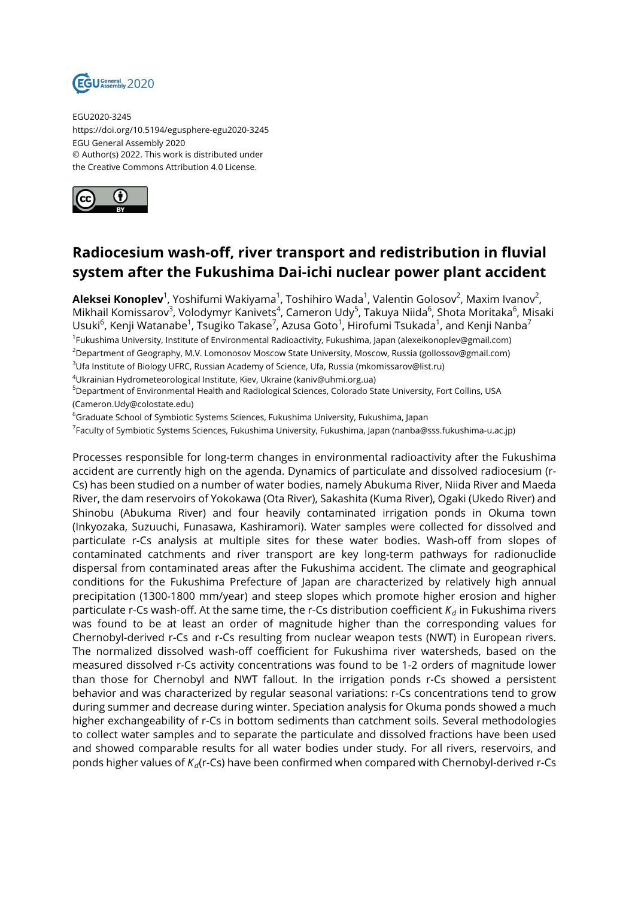EGU2020-3245
https://doi.org/10.5194/egusphere-egu2020-3245
EGU General Assembly 2020
© Author(s) 2022. This work is distributed under
the Creative Commons Attribution 4.0 License.

# Radiocesium wash-off, river transport and redistribution in fluvial system after the Fukushima Dai-ichi nuclear power plant accident

**Aleksei Konoplev**[1], Yoshifumi Wakiyama[1], Toshihiro Wada[1], Valentin Golosov[2], Maxim Ivanov[2], Mikhail Komissarov[3], Volodymyr Kanivets[4], Cameron Udy[5], Takuya Niida[6], Shota Moritaka[6], Misaki Usuki[6], Kenji Watanabe[1], Tsugiko Takase[7], Azusa Goto[1], Hirofumi Tsukada[1], and Kenji Nanba[7]

[1]Fukushima University, Institute of Environmental Radioactivity, Fukushima, Japan (alexeikonoplev@gmail.com)
[2]Department of Geography, M.V. Lomonosov Moscow State University, Moscow, Russia (gollossov@gmail.com)
[3]Ufa Institute of Biology UFRC, Russian Academy of Science, Ufa, Russia (mkomissarov@list.ru)
[4]Ukrainian Hydrometeorological Institute, Kiev, Ukraine (kaniv@uhmi.org.ua)
[5]Department of Environmental Health and Radiological Sciences, Colorado State University, Fort Collins, USA (Cameron.Udy@colostate.edu)
[6]Graduate School of Symbiotic Systems Sciences, Fukushima University, Fukushima, Japan
[7]Faculty of Symbiotic Systems Sciences, Fukushima University, Fukushima, Japan (nanba@sss.fukushima-u.ac.jp)

Processes responsible for long-term changes in environmental radioactivity after the Fukushima accident are currently high on the agenda. Dynamics of particulate and dissolved radiocesium (r-Cs) has been studied on a number of water bodies, namely Abukuma River, Niida River and Maeda River, the dam reservoirs of Yokokawa (Ota River), Sakashita (Kuma River), Ogaki (Ukedo River) and Shinobu (Abukuma River) and four heavily contaminated irrigation ponds in Okuma town (Inkyozaka, Suzuuchi, Funasawa, Kashiramori). Water samples were collected for dissolved and particulate r-Cs analysis at multiple sites for these water bodies. Wash-off from slopes of contaminated catchments and river transport are key long-term pathways for radionuclide dispersal from contaminated areas after the Fukushima accident. The climate and geographical conditions for the Fukushima Prefecture of Japan are characterized by relatively high annual precipitation (1300-1800 mm/year) and steep slopes which promote higher erosion and higher particulate r-Cs wash-off. At the same time, the r-Cs distribution coefficient $K_d$ in Fukushima rivers was found to be at least an order of magnitude higher than the corresponding values for Chernobyl-derived r-Cs and r-Cs resulting from nuclear weapon tests (NWT) in European rivers. The normalized dissolved wash-off coefficient for Fukushima river watersheds, based on the measured dissolved r-Cs activity concentrations was found to be 1-2 orders of magnitude lower than those for Chernobyl and NWT fallout. In the irrigation ponds r-Cs showed a persistent behavior and was characterized by regular seasonal variations: r-Cs concentrations tend to grow during summer and decrease during winter. Speciation analysis for Okuma ponds showed a much higher exchangeability of r-Cs in bottom sediments than catchment soils. Several methodologies to collect water samples and to separate the particulate and dissolved fractions have been used and showed comparable results for all water bodies under study. For all rivers, reservoirs, and ponds higher values of $K_d$(r-Cs) have been confirmed when compared with Chernobyl-derived r-Cs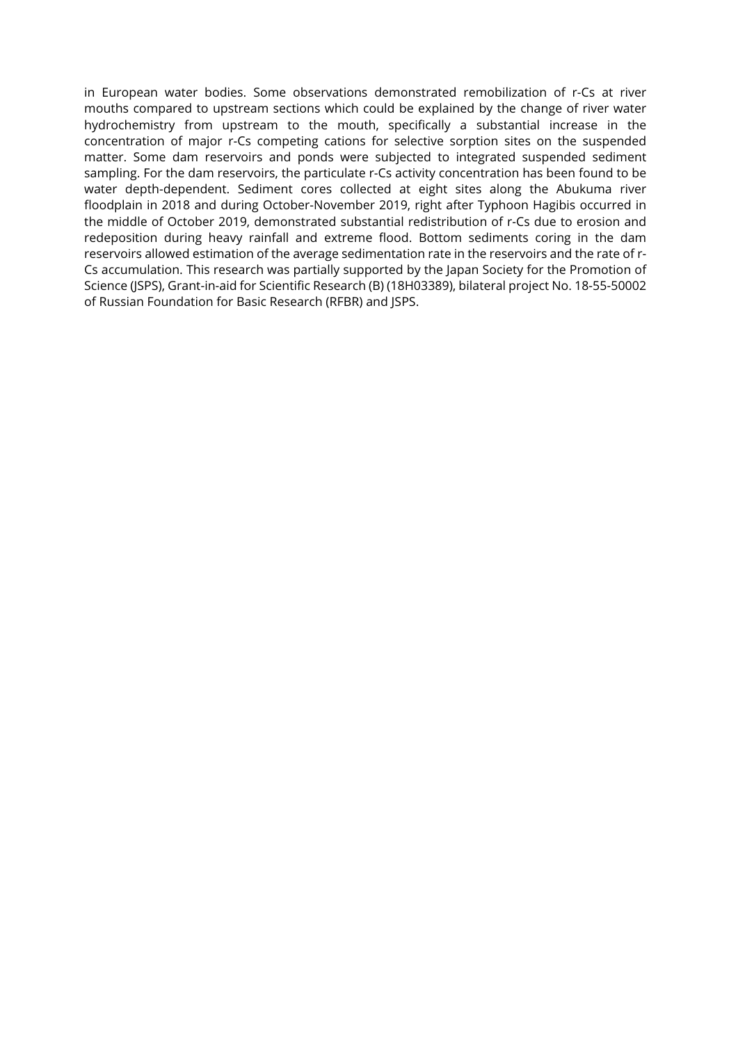in European water bodies. Some observations demonstrated remobilization of r-Cs at river mouths compared to upstream sections which could be explained by the change of river water hydrochemistry from upstream to the mouth, specifically a substantial increase in the concentration of major r-Cs competing cations for selective sorption sites on the suspended matter. Some dam reservoirs and ponds were subjected to integrated suspended sediment sampling. For the dam reservoirs, the particulate r-Cs activity concentration has been found to be water depth-dependent. Sediment cores collected at eight sites along the Abukuma river floodplain in 2018 and during October-November 2019, right after Typhoon Hagibis occurred in the middle of October 2019, demonstrated substantial redistribution of r-Cs due to erosion and redeposition during heavy rainfall and extreme flood. Bottom sediments coring in the dam reservoirs allowed estimation of the average sedimentation rate in the reservoirs and the rate of r-Cs accumulation. This research was partially supported by the Japan Society for the Promotion of Science (JSPS), Grant-in-aid for Scientific Research (B) (18H03389), bilateral project No. 18-55-50002 of Russian Foundation for Basic Research (RFBR) and JSPS.